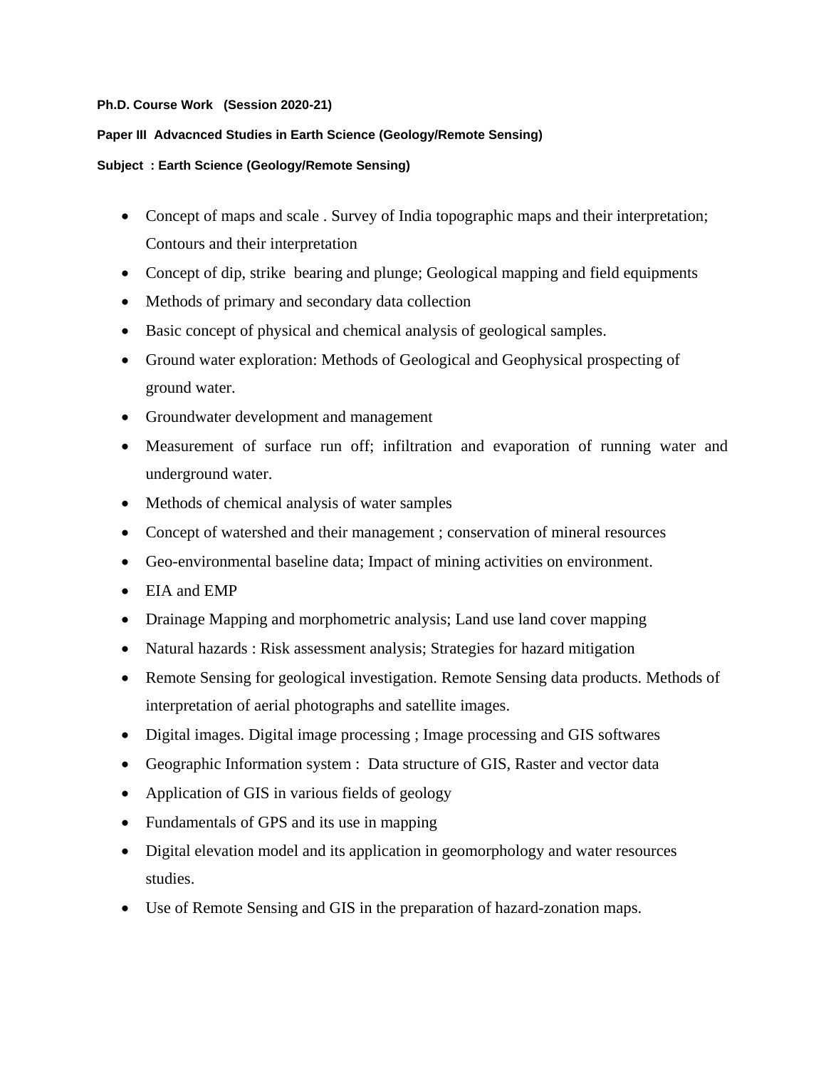**Ph.D. Course Work (Session 2020-21)**

**Paper III Advacnced Studies in Earth Science (Geology/Remote Sensing)**

**Subject : Earth Science (Geology/Remote Sensing)**

- Concept of maps and scale . Survey of India topographic maps and their interpretation; Contours and their interpretation
- Concept of dip, strike bearing and plunge; Geological mapping and field equipments
- Methods of primary and secondary data collection
- Basic concept of physical and chemical analysis of geological samples.
- Ground water exploration: Methods of Geological and Geophysical prospecting of ground water.
- Groundwater development and management
- Measurement of surface run off; infiltration and evaporation of running water and underground water.
- Methods of chemical analysis of water samples
- Concept of watershed and their management ; conservation of mineral resources
- Geo-environmental baseline data; Impact of mining activities on environment.
- EIA and EMP
- Drainage Mapping and morphometric analysis; Land use land cover mapping
- Natural hazards : Risk assessment analysis; Strategies for hazard mitigation
- Remote Sensing for geological investigation. Remote Sensing data products. Methods of interpretation of aerial photographs and satellite images.
- Digital images. Digital image processing ; Image processing and GIS softwares
- Geographic Information system : Data structure of GIS, Raster and vector data
- Application of GIS in various fields of geology
- Fundamentals of GPS and its use in mapping
- Digital elevation model and its application in geomorphology and water resources studies.
- Use of Remote Sensing and GIS in the preparation of hazard-zonation maps.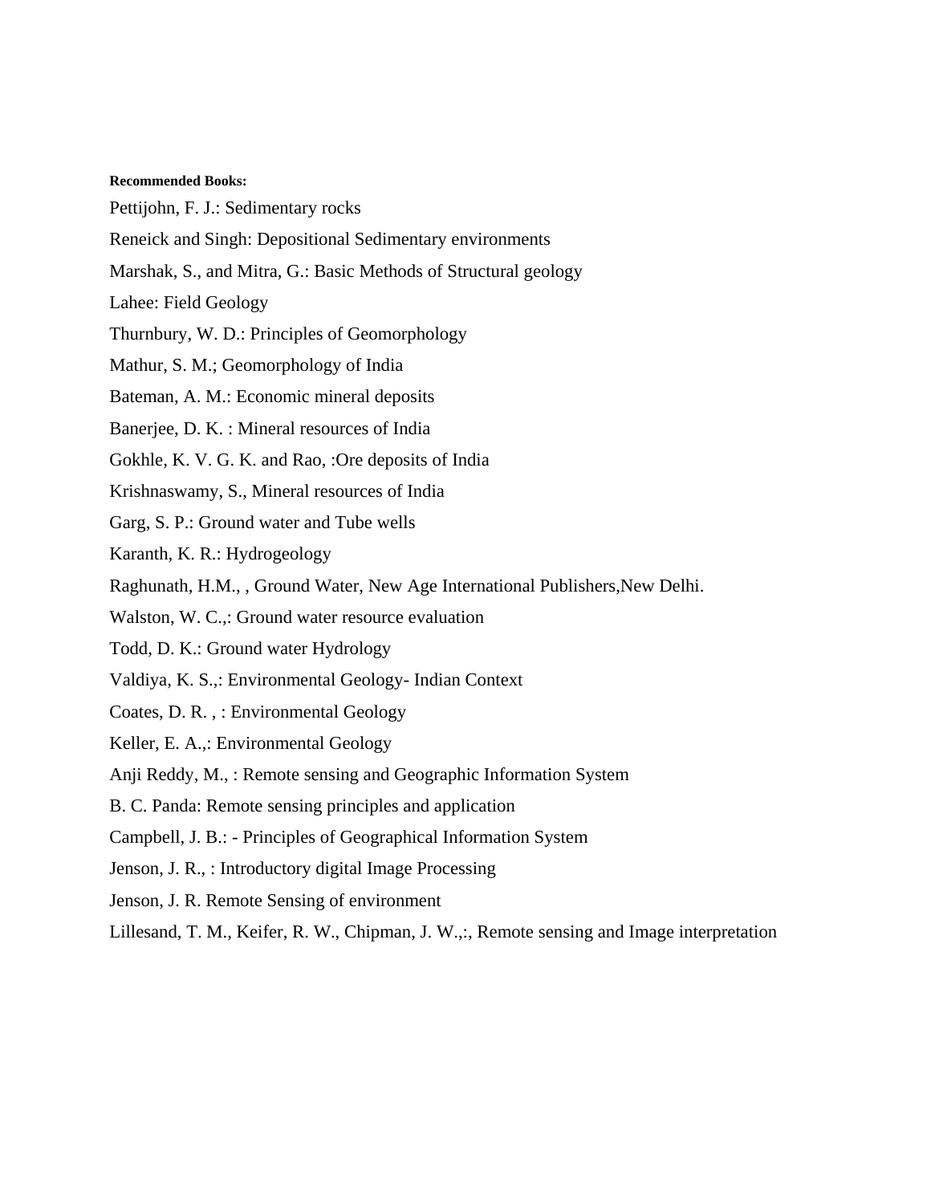**Recommended Books:**

Pettijohn, F. J.: Sedimentary rocks

Reneick and Singh: Depositional Sedimentary environments

Marshak, S., and Mitra, G.: Basic Methods of Structural geology

Lahee: Field Geology

Thurnbury, W. D.: Principles of Geomorphology

Mathur, S. M.; Geomorphology of India

Bateman, A. M.: Economic mineral deposits

Banerjee, D. K. : Mineral resources of India

Gokhle, K. V. G. K. and Rao, :Ore deposits of India

Krishnaswamy, S., Mineral resources of India

Garg, S. P.: Ground water and Tube wells

Karanth, K. R.: Hydrogeology

Raghunath, H.M., , Ground Water, New Age International Publishers,New Delhi.

Walston, W. C.,: Ground water resource evaluation

Todd, D. K.: Ground water Hydrology

Valdiya, K. S.,: Environmental Geology- Indian Context

Coates, D. R. , : Environmental Geology

Keller, E. A.,: Environmental Geology

Anji Reddy, M., : Remote sensing and Geographic Information System

B. C. Panda: Remote sensing principles and application

Campbell, J. B.: - Principles of Geographical Information System

Jenson, J. R., : Introductory digital Image Processing

Jenson, J. R. Remote Sensing of environment

Lillesand, T. M., Keifer, R. W., Chipman, J. W.,:, Remote sensing and Image interpretation